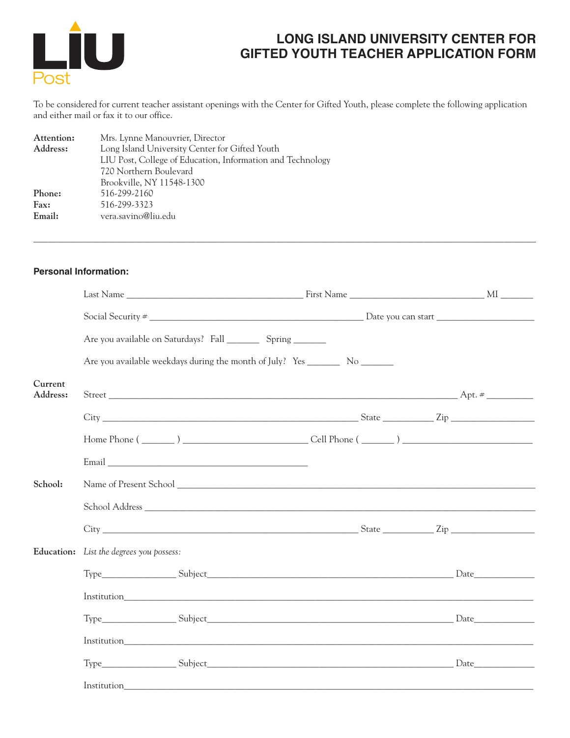LIU Post

# LONG ISLAND UNIVERSITY CENTER FOR GIFTED YOUTH TEACHER APPLICATION FORM

To be considered for current teacher assistant openings with the Center for Gifted Youth, please complete the following application and either mail or fax it to our office.

**Attention:** Mrs. Lynne Manouvrier, Director
**Address:** Long Island University Center for Gifted Youth
LIU Post, College of Education, Information and Technology
720 Northern Boulevard
Brookville, NY 11548-1300
**Phone:** 516-299-2160
**Fax:** 516-299-3323
**Email:** vera.savino@liu.edu

---

**Personal Information:**

Last Name ______________________ First Name ______________________ MI _______

Social Security # ______________________ Date you can start ______________________

Are you available on Saturdays? Fall _______ Spring _______

Are you available weekdays during the month of July? Yes _______ No _______

**Current Address:**

Street ______________________ Apt. # _________

City ______________________ State _________ Zip _________

Home Phone ( _______ ) ______________________ Cell Phone ( _______ ) ______________________

Email ______________________

**School:**

Name of Present School ______________________

School Address ______________________

City ______________________ State _________ Zip _________

**Education:** *List the degrees you possess:*

Type_____________ Subject______________________ Date_____________

Institution______________________

Type_____________ Subject______________________ Date_____________

Institution______________________

Type_____________ Subject______________________ Date_____________

Institution______________________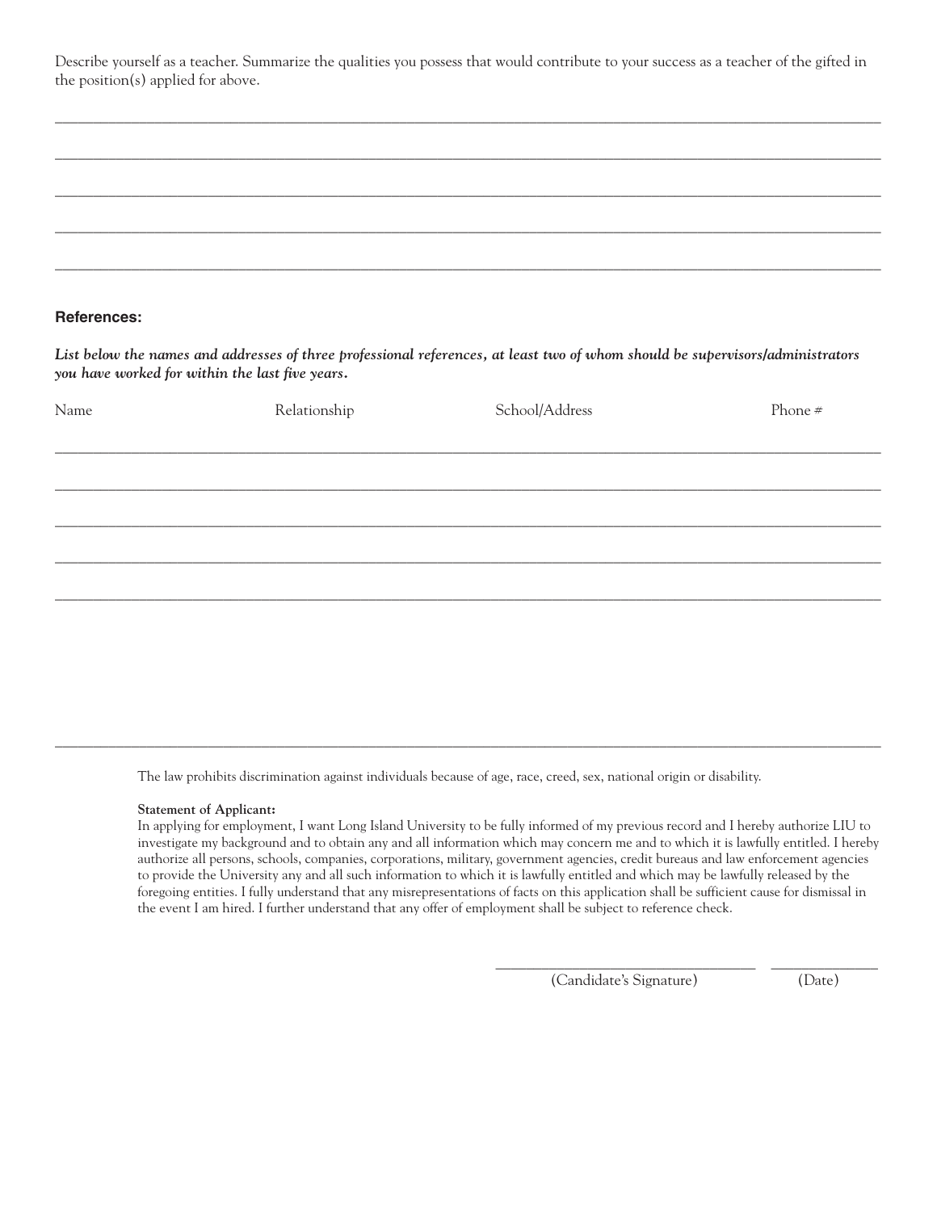Describe yourself as a teacher. Summarize the qualities you possess that would contribute to your success as a teacher of the gifted in the position(s) applied for above.

______________________________________________________________________________

______________________________________________________________________________

______________________________________________________________________________

______________________________________________________________________________

______________________________________________________________________________

**References:**

***List below the names and addresses of three professional references, at least two of whom should be supervisors/administrators you have worked for within the last five years.***

| Name | Relationship | School/Address | Phone # |
|---|---|---|---|
| | | | |
| | | | |
| | | | |
| | | | |
| | | | |

______________________________________________________________________________

The law prohibits discrimination against individuals because of age, race, creed, sex, national origin or disability.

**Statement of Applicant:**
In applying for employment, I want Long Island University to be fully informed of my previous record and I hereby authorize LIU to investigate my background and to obtain any and all information which may concern me and to which it is lawfully entitled. I hereby authorize all persons, schools, companies, corporations, military, government agencies, credit bureaus and law enforcement agencies to provide the University any and all such information to which it is lawfully entitled and which may be lawfully released by the foregoing entities. I fully understand that any misrepresentations of facts on this application shall be sufficient cause for dismissal in the event I am hired. I further understand that any offer of employment shall be subject to reference check.

_________________________________ ______________

(Candidate's Signature) (Date)